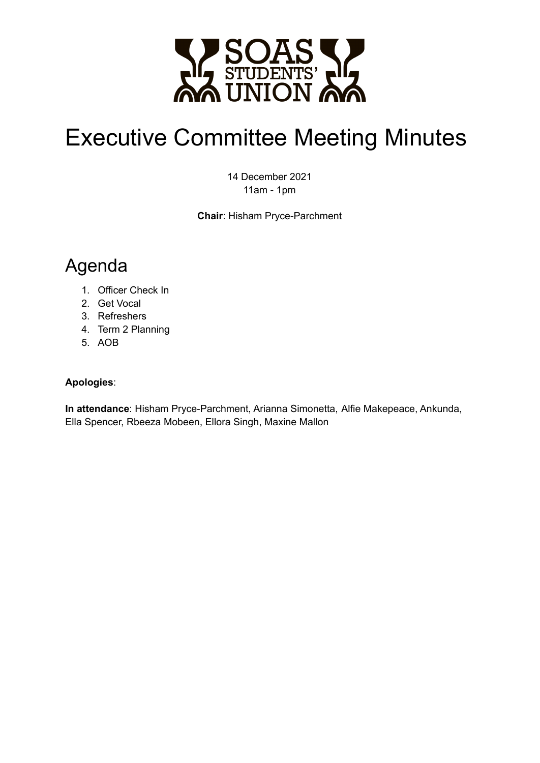# Executive Committee Meeting Minutes

14 December 2021
11am - 1pm

**Chair**: Hisham Pryce-Parchment

## Agenda

1. Officer Check In
2. Get Vocal
3. Refreshers
4. Term 2 Planning
5. AOB

**Apologies**:

**In attendance**: Hisham Pryce-Parchment, Arianna Simonetta, Alfie Makepeace, Ankunda, Ella Spencer, Rbeeza Mobeen, Ellora Singh, Maxine Mallon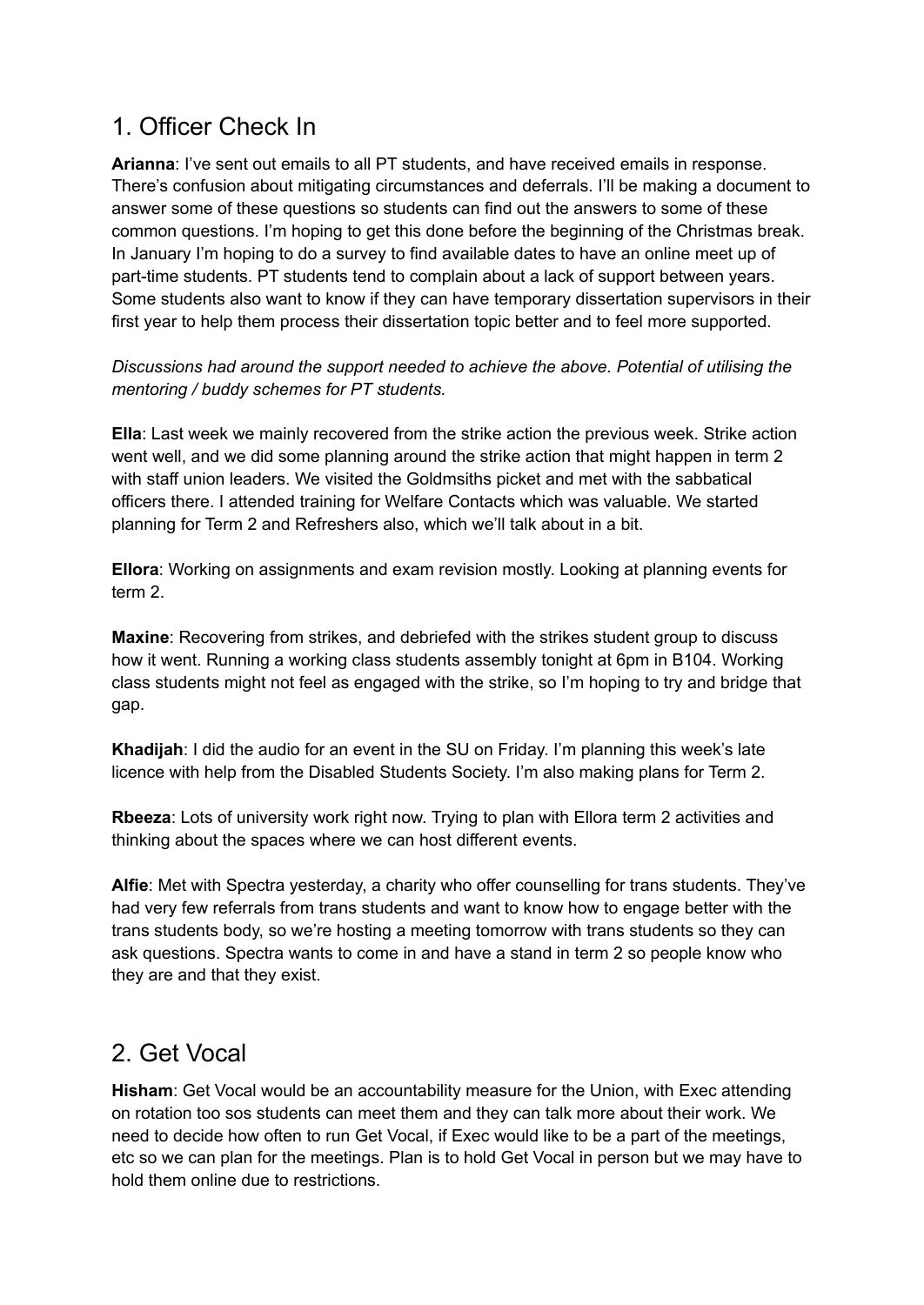## 1. Officer Check In

**Arianna**: I've sent out emails to all PT students, and have received emails in response. There's confusion about mitigating circumstances and deferrals. I'll be making a document to answer some of these questions so students can find out the answers to some of these common questions. I'm hoping to get this done before the beginning of the Christmas break. In January I'm hoping to do a survey to find available dates to have an online meet up of part-time students. PT students tend to complain about a lack of support between years. Some students also want to know if they can have temporary dissertation supervisors in their first year to help them process their dissertation topic better and to feel more supported.

*Discussions had around the support needed to achieve the above. Potential of utilising the mentoring / buddy schemes for PT students.*

**Ella**: Last week we mainly recovered from the strike action the previous week. Strike action went well, and we did some planning around the strike action that might happen in term 2 with staff union leaders. We visited the Goldsmiths picket and met with the sabbatical officers there. I attended training for Welfare Contacts which was valuable. We started planning for Term 2 and Refreshers also, which we'll talk about in a bit.

**Ellora**: Working on assignments and exam revision mostly. Looking at planning events for term 2.

**Maxine**: Recovering from strikes, and debriefed with the strikes student group to discuss how it went. Running a working class students assembly tonight at 6pm in B104. Working class students might not feel as engaged with the strike, so I'm hoping to try and bridge that gap.

**Khadijah**: I did the audio for an event in the SU on Friday. I'm planning this week's late licence with help from the Disabled Students Society. I'm also making plans for Term 2.

**Rbeeza**: Lots of university work right now. Trying to plan with Ellora term 2 activities and thinking about the spaces where we can host different events.

**Alfie**: Met with Spectra yesterday, a charity who offer counselling for trans students. They've had very few referrals from trans students and want to know how to engage better with the trans students body, so we're hosting a meeting tomorrow with trans students so they can ask questions. Spectra wants to come in and have a stand in term 2 so people know who they are and that they exist.

## 2. Get Vocal

**Hisham**: Get Vocal would be an accountability measure for the Union, with Exec attending on rotation too sos students can meet them and they can talk more about their work. We need to decide how often to run Get Vocal, if Exec would like to be a part of the meetings, etc so we can plan for the meetings. Plan is to hold Get Vocal in person but we may have to hold them online due to restrictions.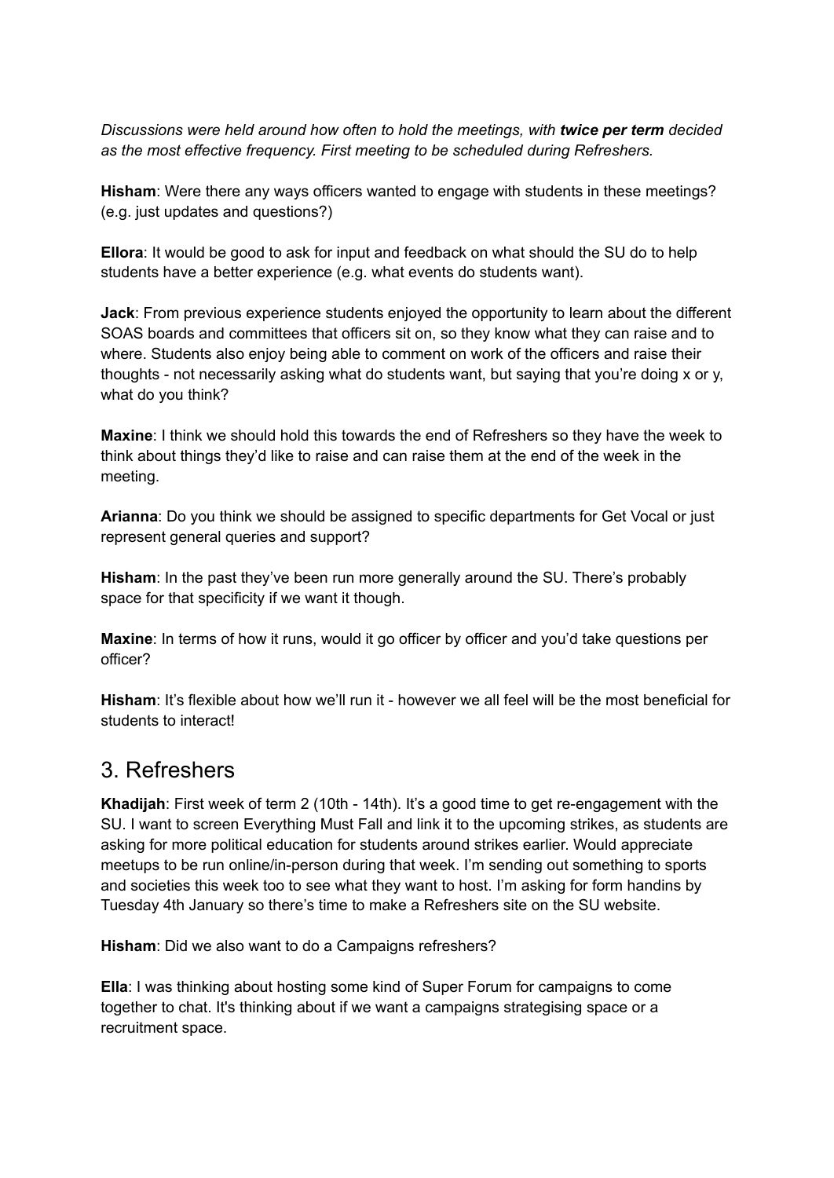*Discussions were held around how often to hold the meetings, with* ***twice per term*** *decided as the most effective frequency. First meeting to be scheduled during Refreshers.*

**Hisham**: Were there any ways officers wanted to engage with students in these meetings? (e.g. just updates and questions?)

**Ellora**: It would be good to ask for input and feedback on what should the SU do to help students have a better experience (e.g. what events do students want).

**Jack**: From previous experience students enjoyed the opportunity to learn about the different SOAS boards and committees that officers sit on, so they know what they can raise and to where. Students also enjoy being able to comment on work of the officers and raise their thoughts - not necessarily asking what do students want, but saying that you're doing x or y, what do you think?

**Maxine**: I think we should hold this towards the end of Refreshers so they have the week to think about things they'd like to raise and can raise them at the end of the week in the meeting.

**Arianna**: Do you think we should be assigned to specific departments for Get Vocal or just represent general queries and support?

**Hisham**: In the past they've been run more generally around the SU. There's probably space for that specificity if we want it though.

**Maxine**: In terms of how it runs, would it go officer by officer and you'd take questions per officer?

**Hisham**: It's flexible about how we'll run it - however we all feel will be the most beneficial for students to interact!

## 3. Refreshers

**Khadijah**: First week of term 2 (10th - 14th). It's a good time to get re-engagement with the SU. I want to screen Everything Must Fall and link it to the upcoming strikes, as students are asking for more political education for students around strikes earlier. Would appreciate meetups to be run online/in-person during that week. I'm sending out something to sports and societies this week too to see what they want to host. I'm asking for form handins by Tuesday 4th January so there's time to make a Refreshers site on the SU website.

**Hisham**: Did we also want to do a Campaigns refreshers?

**Ella**: I was thinking about hosting some kind of Super Forum for campaigns to come together to chat. It's thinking about if we want a campaigns strategising space or a recruitment space.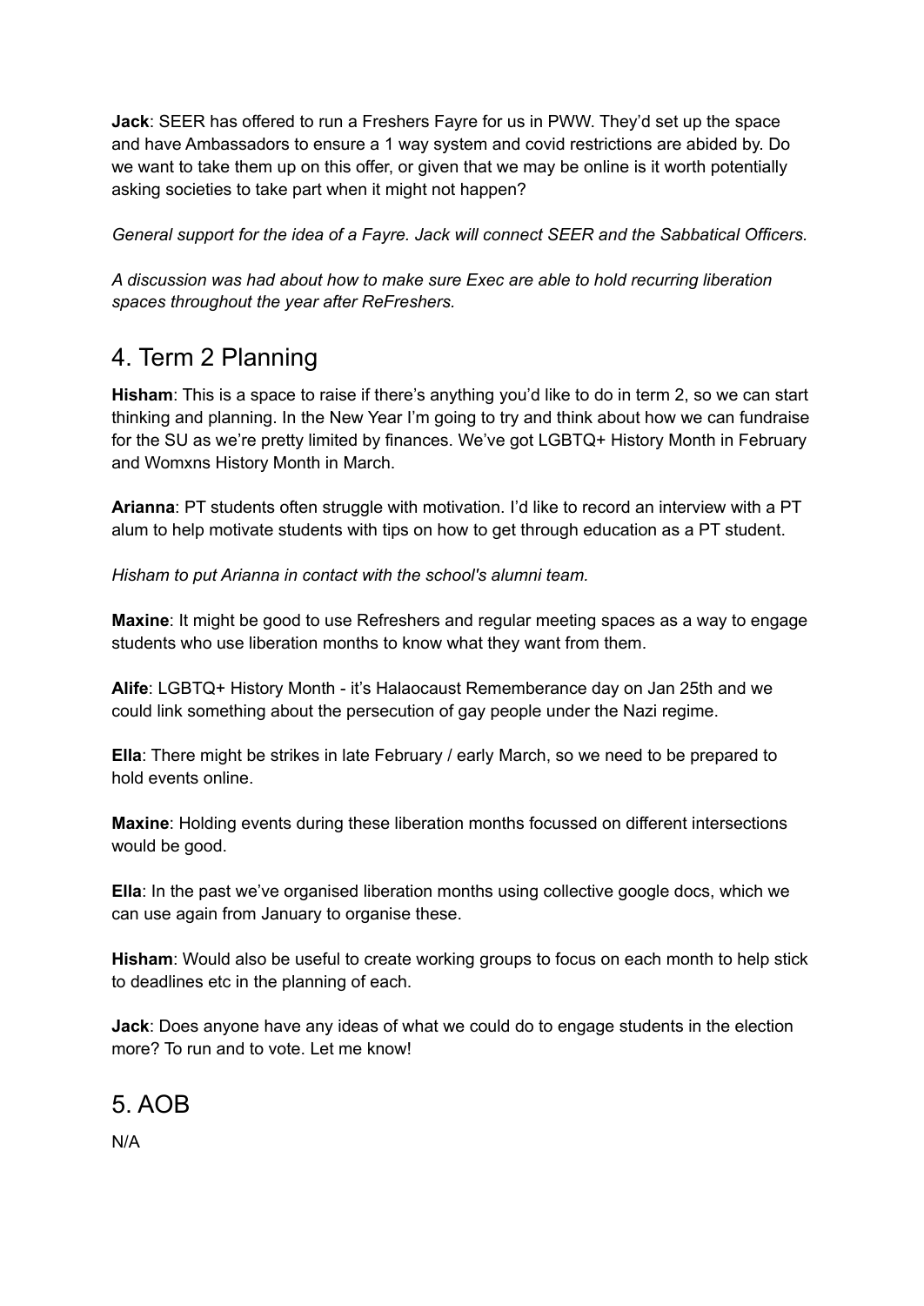**Jack**: SEER has offered to run a Freshers Fayre for us in PWW. They'd set up the space and have Ambassadors to ensure a 1 way system and covid restrictions are abided by. Do we want to take them up on this offer, or given that we may be online is it worth potentially asking societies to take part when it might not happen?

*General support for the idea of a Fayre. Jack will connect SEER and the Sabbatical Officers.*

*A discussion was had about how to make sure Exec are able to hold recurring liberation spaces throughout the year after ReFreshers.*

## 4. Term 2 Planning

**Hisham**: This is a space to raise if there's anything you'd like to do in term 2, so we can start thinking and planning. In the New Year I'm going to try and think about how we can fundraise for the SU as we're pretty limited by finances. We've got LGBTQ+ History Month in February and Womxns History Month in March.

**Arianna**: PT students often struggle with motivation. I'd like to record an interview with a PT alum to help motivate students with tips on how to get through education as a PT student.

*Hisham to put Arianna in contact with the school's alumni team.*

**Maxine**: It might be good to use Refreshers and regular meeting spaces as a way to engage students who use liberation months to know what they want from them.

**Alife**: LGBTQ+ History Month - it's Halaocaust Rememberance day on Jan 25th and we could link something about the persecution of gay people under the Nazi regime.

**Ella**: There might be strikes in late February / early March, so we need to be prepared to hold events online.

**Maxine**: Holding events during these liberation months focussed on different intersections would be good.

**Ella**: In the past we've organised liberation months using collective google docs, which we can use again from January to organise these.

**Hisham**: Would also be useful to create working groups to focus on each month to help stick to deadlines etc in the planning of each.

**Jack**: Does anyone have any ideas of what we could do to engage students in the election more? To run and to vote. Let me know!

## 5. AOB

N/A